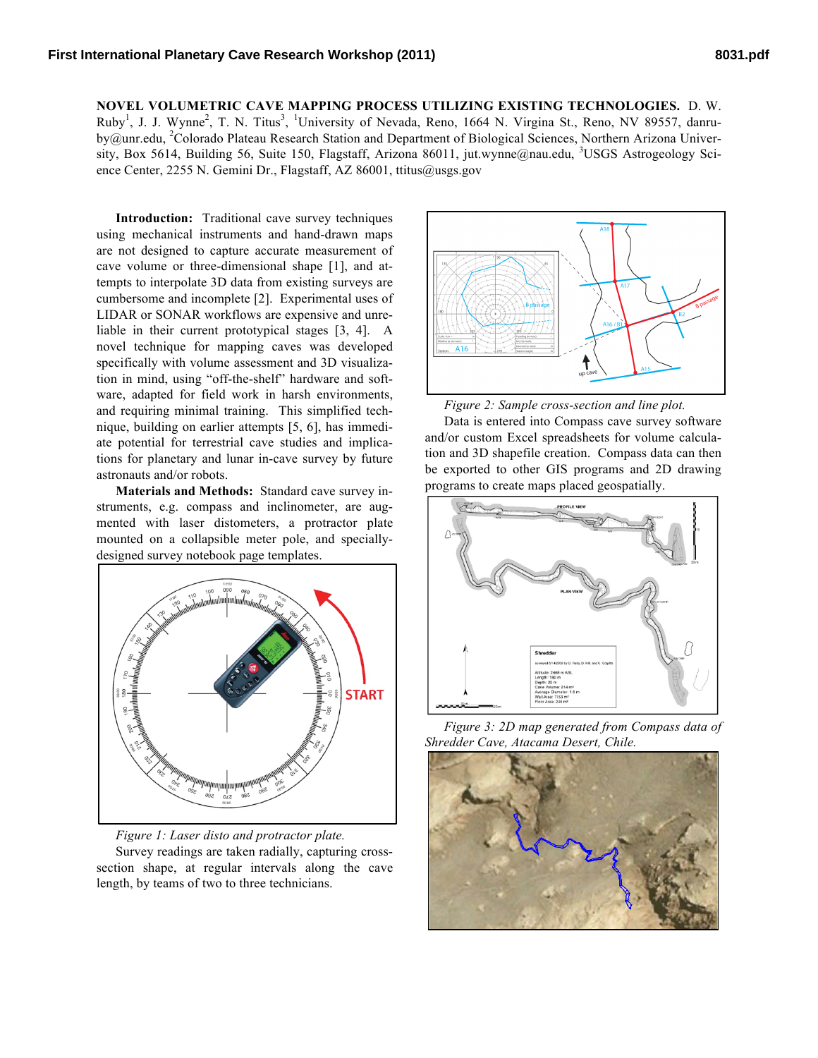**NOVEL VOLUMETRIC CAVE MAPPING PROCESS UTILIZING EXISTING TECHNOLOGIES.** D. W. Ruby[1], J. J. Wynne[2], T. N. Titus[3], [1]University of Nevada, Reno, 1664 N. Virgina St., Reno, NV 89557, danruby@unr.edu, [2]Colorado Plateau Research Station and Department of Biological Sciences, Northern Arizona University, Box 5614, Building 56, Suite 150, Flagstaff, Arizona 86011, jut.wynne@nau.edu, [3]USGS Astrogeology Science Center, 2255 N. Gemini Dr., Flagstaff, AZ 86001, ttitus@usgs.gov

**Introduction:** Traditional cave survey techniques using mechanical instruments and hand-drawn maps are not designed to capture accurate measurement of cave volume or three-dimensional shape [1], and attempts to interpolate 3D data from existing surveys are cumbersome and incomplete [2]. Experimental uses of LIDAR or SONAR workflows are expensive and unreliable in their current prototypical stages [3, 4]. A novel technique for mapping caves was developed specifically with volume assessment and 3D visualization in mind, using "off-the-shelf" hardware and software, adapted for field work in harsh environments, and requiring minimal training. This simplified technique, building on earlier attempts [5, 6], has immediate potential for terrestrial cave studies and implications for planetary and lunar in-cave survey by future astronauts and/or robots.

**Materials and Methods:** Standard cave survey instruments, e.g. compass and inclinometer, are augmented with laser distometers, a protractor plate mounted on a collapsible meter pole, and specially-designed survey notebook page templates.

*Figure 1: Laser disto and protractor plate.*

Survey readings are taken radially, capturing cross-section shape, at regular intervals along the cave length, by teams of two to three technicians.

*Figure 2: Sample cross-section and line plot.*

Data is entered into Compass cave survey software and/or custom Excel spreadsheets for volume calculation and 3D shapefile creation. Compass data can then be exported to other GIS programs and 2D drawing programs to create maps placed geospatially.

*Figure 3: 2D map generated from Compass data of Shredder Cave, Atacama Desert, Chile.*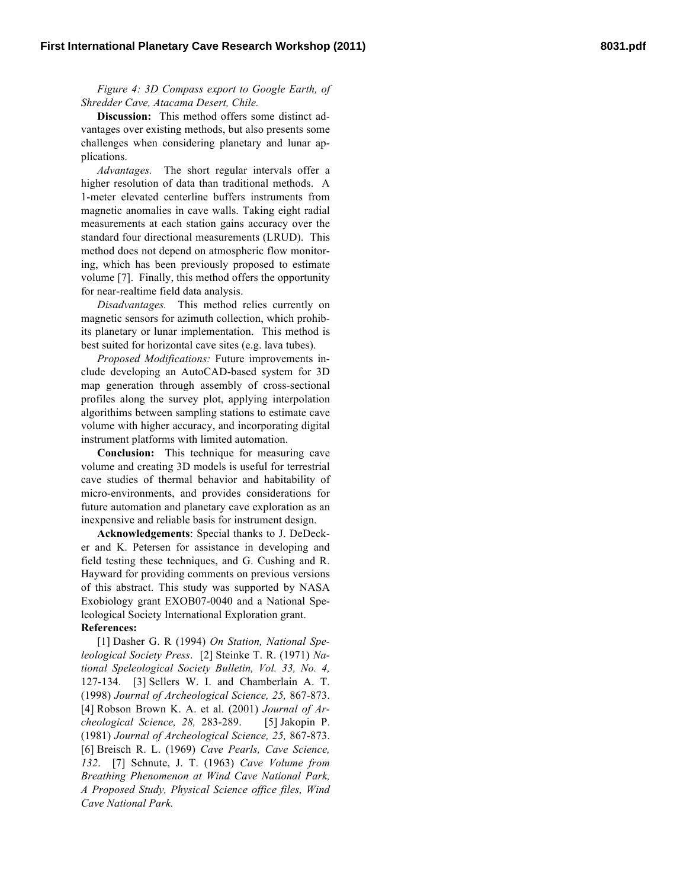*Figure 4: 3D Compass export to Google Earth, of Shredder Cave, Atacama Desert, Chile.*

**Discussion:** This method offers some distinct advantages over existing methods, but also presents some challenges when considering planetary and lunar applications.

*Advantages.* The short regular intervals offer a higher resolution of data than traditional methods. A 1-meter elevated centerline buffers instruments from magnetic anomalies in cave walls. Taking eight radial measurements at each station gains accuracy over the standard four directional measurements (LRUD). This method does not depend on atmospheric flow monitoring, which has been previously proposed to estimate volume [7]. Finally, this method offers the opportunity for near-realtime field data analysis.

*Disadvantages.* This method relies currently on magnetic sensors for azimuth collection, which prohibits planetary or lunar implementation. This method is best suited for horizontal cave sites (e.g. lava tubes).

*Proposed Modifications:* Future improvements include developing an AutoCAD-based system for 3D map generation through assembly of cross-sectional profiles along the survey plot, applying interpolation algorithims between sampling stations to estimate cave volume with higher accuracy, and incorporating digital instrument platforms with limited automation.

**Conclusion:** This technique for measuring cave volume and creating 3D models is useful for terrestrial cave studies of thermal behavior and habitability of micro-environments, and provides considerations for future automation and planetary cave exploration as an inexpensive and reliable basis for instrument design.

**Acknowledgements**: Special thanks to J. DeDecker and K. Petersen for assistance in developing and field testing these techniques, and G. Cushing and R. Hayward for providing comments on previous versions of this abstract. This study was supported by NASA Exobiology grant EXOB07-0040 and a National Speleological Society International Exploration grant.

**References:**

[1] Dasher G. R (1994) *On Station, National Speleological Society Press*. [2] Steinke T. R. (1971) *National Speleological Society Bulletin, Vol. 33, No. 4,* 127-134. [3] Sellers W. I. and Chamberlain A. T. (1998) *Journal of Archeological Science, 25,* 867-873. [4] Robson Brown K. A. et al. (2001) *Journal of Archeological Science, 28,* 283-289. [5] Jakopin P. (1981) *Journal of Archeological Science, 25,* 867-873. [6] Breisch R. L. (1969) *Cave Pearls, Cave Science, 132*. [7] Schnute, J. T. (1963) *Cave Volume from Breathing Phenomenon at Wind Cave National Park, A Proposed Study, Physical Science office files, Wind Cave National Park.*